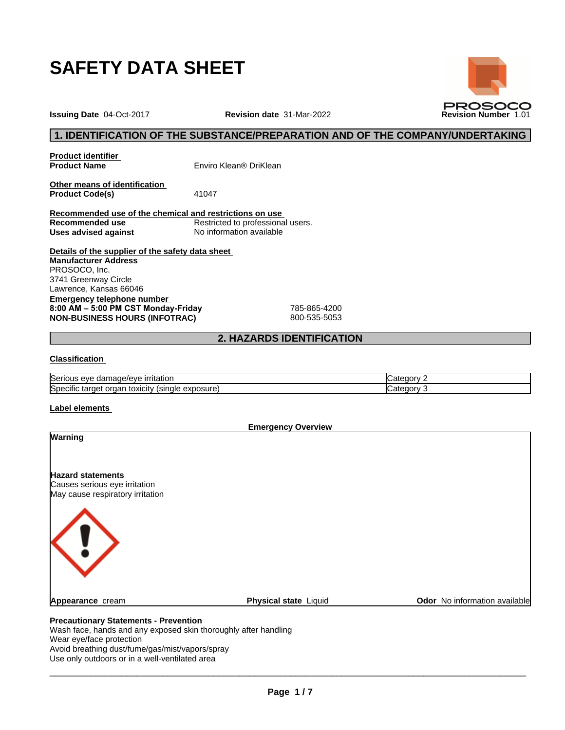# SAFETY DATA SHEET

PROSOCO

**Issuing Date** 04-Oct-2017 **Revision date** 31-Mar-2022 **Revision Number** 1.01

## 1. IDENTIFICATION OF THE SUBSTANCE/PREPARATION AND OF THE COMPANY/UNDERTAKING

**Product identifier**

**Product Name** Enviro Klean® DriKlean

**Other means of identification**

**Product Code(s)** 41047

**Recommended use of the chemical and restrictions on use**

**Recommended use** Restricted to professional users.

**Uses advised against** No information available

**Details of the supplier of the safety data sheet**

**Manufacturer Address**
PROSOCO, Inc.
3741 Greenway Circle
Lawrence, Kansas 66046

**Emergency telephone number**

**8:00 AM – 5:00 PM CST Monday-Friday** 785-865-4200
**NON-BUSINESS HOURS (INFOTRAC)** 800-535-5053

## 2. HAZARDS IDENTIFICATION

**Classification**

| | |
|---|---|
| Serious eye damage/eye irritation | Category 2 |
| Specific target organ toxicity (single exposure) | Category 3 |

**Label elements**

**Emergency Overview**

**Warning**

**Hazard statements**
Causes serious eye irritation
May cause respiratory irritation

**Appearance** cream **Physical state** Liquid **Odor** No information available

**Precautionary Statements - Prevention**
Wash face, hands and any exposed skin thoroughly after handling
Wear eye/face protection
Avoid breathing dust/fume/gas/mist/vapors/spray
Use only outdoors or in a well-ventilated area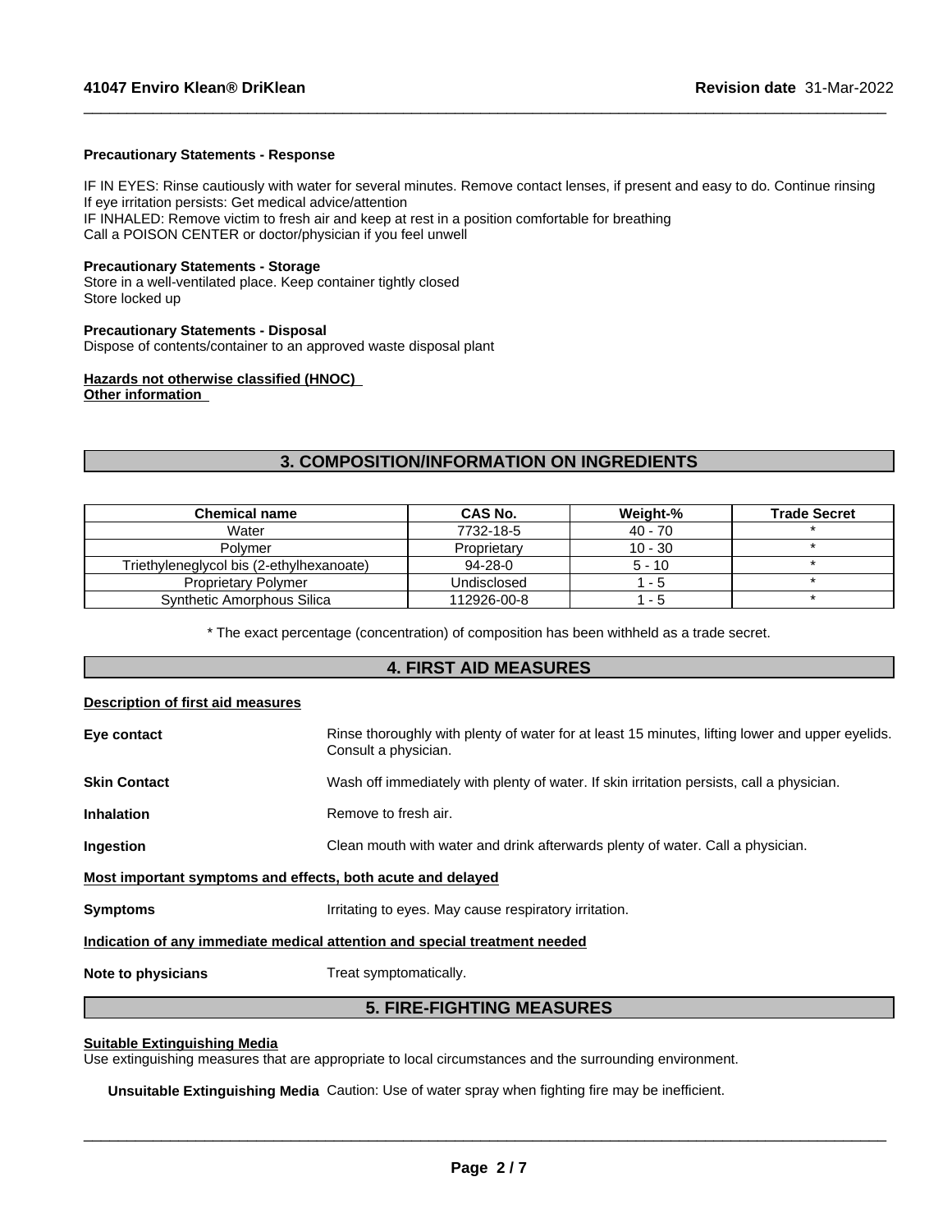**Precautionary Statements - Response**

IF IN EYES: Rinse cautiously with water for several minutes. Remove contact lenses, if present and easy to do. Continue rinsing
If eye irritation persists: Get medical advice/attention
IF INHALED: Remove victim to fresh air and keep at rest in a position comfortable for breathing
Call a POISON CENTER or doctor/physician if you feel unwell

**Precautionary Statements - Storage**
Store in a well-ventilated place. Keep container tightly closed
Store locked up

**Precautionary Statements - Disposal**
Dispose of contents/container to an approved waste disposal plant

**Hazards not otherwise classified (HNOC)**
**Other information**

## 3. COMPOSITION/INFORMATION ON INGREDIENTS

| Chemical name | CAS No. | Weight-% | Trade Secret |
|---|---|---|---|
| Water | 7732-18-5 | 40 - 70 | * |
| Polymer | Proprietary | 10 - 30 | * |
| Triethyleneglycol bis (2-ethylhexanoate) | 94-28-0 | 5 - 10 | * |
| Proprietary Polymer | Undisclosed | 1 - 5 | * |
| Synthetic Amorphous Silica | 112926-00-8 | 1 - 5 | * |

* The exact percentage (concentration) of composition has been withheld as a trade secret.

## 4. FIRST AID MEASURES

**Description of first aid measures**

**Eye contact**: Rinse thoroughly with plenty of water for at least 15 minutes, lifting lower and upper eyelids. Consult a physician.

**Skin Contact**: Wash off immediately with plenty of water. If skin irritation persists, call a physician.

**Inhalation**: Remove to fresh air.

**Ingestion**: Clean mouth with water and drink afterwards plenty of water. Call a physician.

**Most important symptoms and effects, both acute and delayed**

**Symptoms**: Irritating to eyes. May cause respiratory irritation.

**Indication of any immediate medical attention and special treatment needed**

**Note to physicians**: Treat symptomatically.

## 5. FIRE-FIGHTING MEASURES

**Suitable Extinguishing Media**
Use extinguishing measures that are appropriate to local circumstances and the surrounding environment.

**Unsuitable Extinguishing Media** Caution: Use of water spray when fighting fire may be inefficient.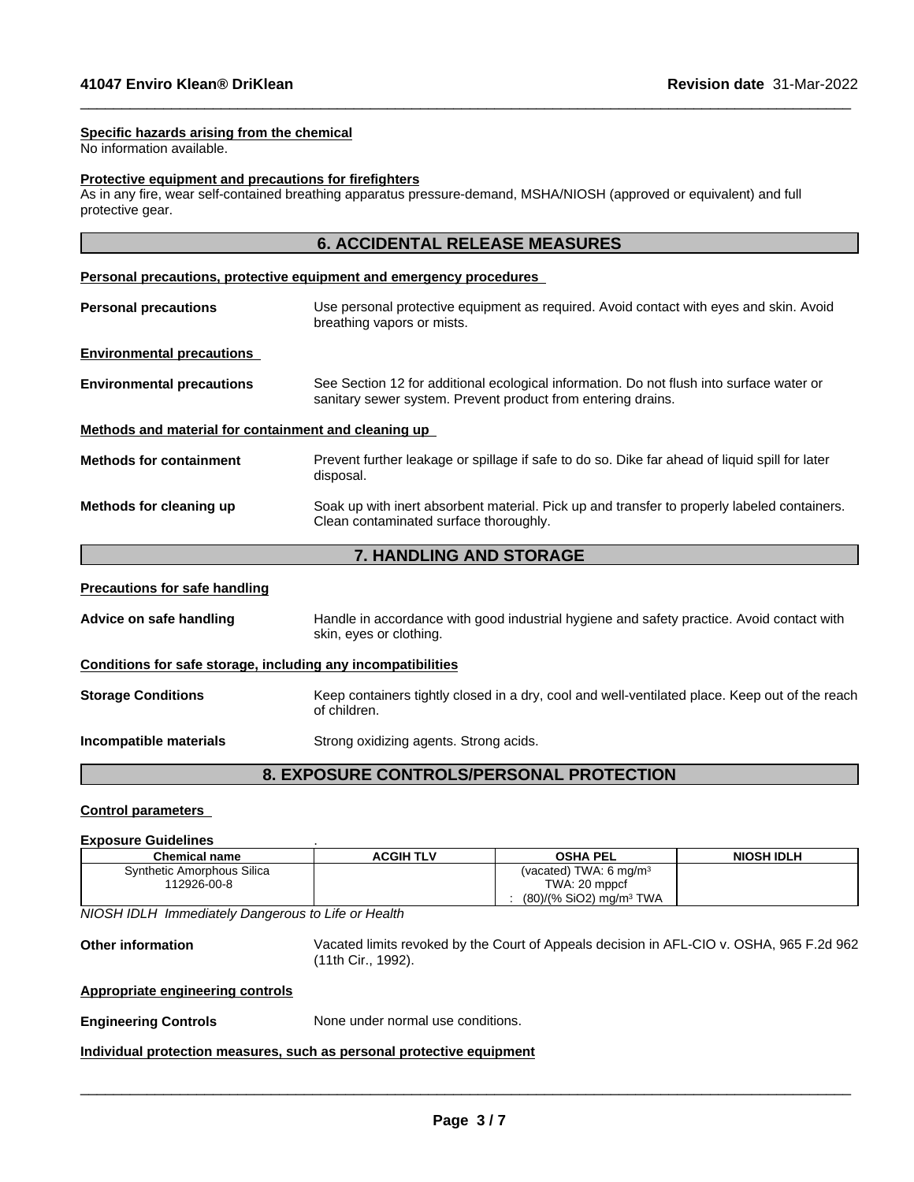**Specific hazards arising from the chemical**

No information available.

**Protective equipment and precautions for firefighters**

As in any fire, wear self-contained breathing apparatus pressure-demand, MSHA/NIOSH (approved or equivalent) and full protective gear.

## 6. ACCIDENTAL RELEASE MEASURES

**Personal precautions, protective equipment and emergency procedures**

**Personal precautions** Use personal protective equipment as required. Avoid contact with eyes and skin. Avoid breathing vapors or mists.

**Environmental precautions**

**Environmental precautions** See Section 12 for additional ecological information. Do not flush into surface water or sanitary sewer system. Prevent product from entering drains.

**Methods and material for containment and cleaning up**

**Methods for containment** Prevent further leakage or spillage if safe to do so. Dike far ahead of liquid spill for later disposal.

**Methods for cleaning up** Soak up with inert absorbent material. Pick up and transfer to properly labeled containers. Clean contaminated surface thoroughly.

## 7. HANDLING AND STORAGE

**Precautions for safe handling**

**Advice on safe handling** Handle in accordance with good industrial hygiene and safety practice. Avoid contact with skin, eyes or clothing.

**Conditions for safe storage, including any incompatibilities**

**Storage Conditions** Keep containers tightly closed in a dry, cool and well-ventilated place. Keep out of the reach of children.

**Incompatible materials** Strong oxidizing agents. Strong acids.

## 8. EXPOSURE CONTROLS/PERSONAL PROTECTION

**Control parameters**

**Exposure Guidelines** .

| Chemical name | ACGIH TLV | OSHA PEL | NIOSH IDLH |
|---|---|---|---|
| Synthetic Amorphous Silica<br>112926-00-8 | | (vacated) TWA: 6 mg/m³<br>TWA: 20 mppcf<br>: (80)/(% SiO2) mg/m³ TWA | |

*NIOSH IDLH Immediately Dangerous to Life or Health*

**Other information** Vacated limits revoked by the Court of Appeals decision in AFL-CIO v. OSHA, 965 F.2d 962 (11th Cir., 1992).

**Appropriate engineering controls**

**Engineering Controls** None under normal use conditions.

**Individual protection measures, such as personal protective equipment**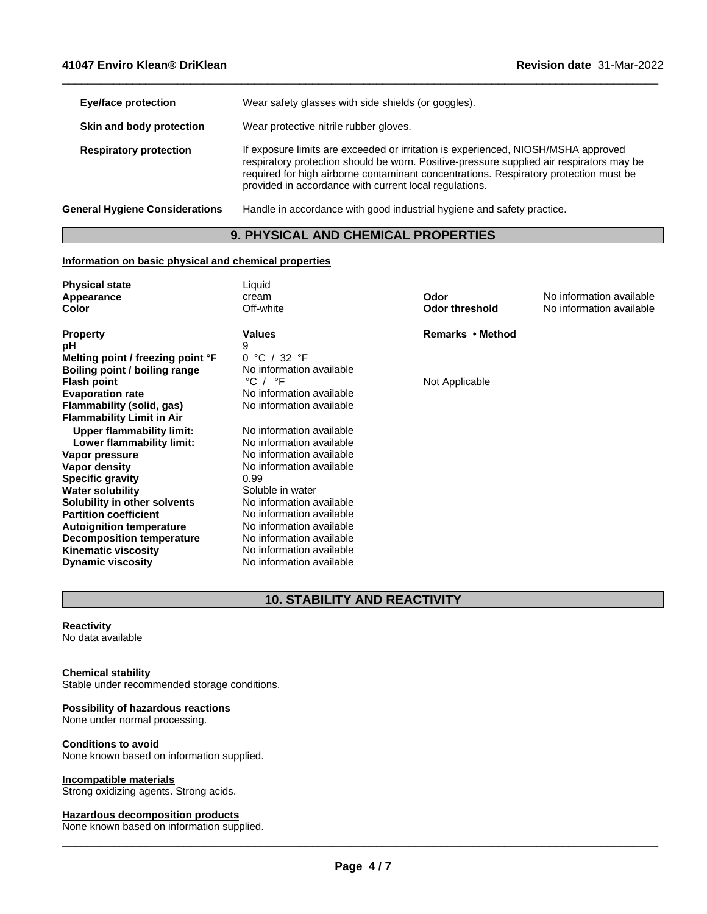| | |
|---|---|
| **Eye/face protection** | Wear safety glasses with side shields (or goggles). |
| **Skin and body protection** | Wear protective nitrile rubber gloves. |
| **Respiratory protection** | If exposure limits are exceeded or irritation is experienced, NIOSH/MSHA approved respiratory protection should be worn. Positive-pressure supplied air respirators may be required for high airborne contaminant concentrations. Respiratory protection must be provided in accordance with current local regulations. |
| **General Hygiene Considerations** | Handle in accordance with good industrial hygiene and safety practice. |

## 9. PHYSICAL AND CHEMICAL PROPERTIES

**Information on basic physical and chemical properties**

| | | | |
|---|---|---|---|
| **Physical state** | Liquid | | |
| **Appearance** | cream | **Odor** | No information available |
| **Color** | Off-white | **Odor threshold** | No information available |

| Property | Values | Remarks • Method |
|---|---|---|
| **pH** | 9 | |
| **Melting point / freezing point °F** | 0 °C / 32 °F | |
| **Boiling point / boiling range** | No information available | |
| **Flash point** | °C / °F | Not Applicable |
| **Evaporation rate** | No information available | |
| **Flammability (solid, gas)** | No information available | |
| **Flammability Limit in Air** | | |
| **Upper flammability limit:** | No information available | |
| **Lower flammability limit:** | No information available | |
| **Vapor pressure** | No information available | |
| **Vapor density** | No information available | |
| **Specific gravity** | 0.99 | |
| **Water solubility** | Soluble in water | |
| **Solubility in other solvents** | No information available | |
| **Partition coefficient** | No information available | |
| **Autoignition temperature** | No information available | |
| **Decomposition temperature** | No information available | |
| **Kinematic viscosity** | No information available | |
| **Dynamic viscosity** | No information available | |

## 10. STABILITY AND REACTIVITY

**Reactivity**

No data available

**Chemical stability**

Stable under recommended storage conditions.

**Possibility of hazardous reactions**

None under normal processing.

**Conditions to avoid**

None known based on information supplied.

**Incompatible materials**

Strong oxidizing agents. Strong acids.

**Hazardous decomposition products**

None known based on information supplied.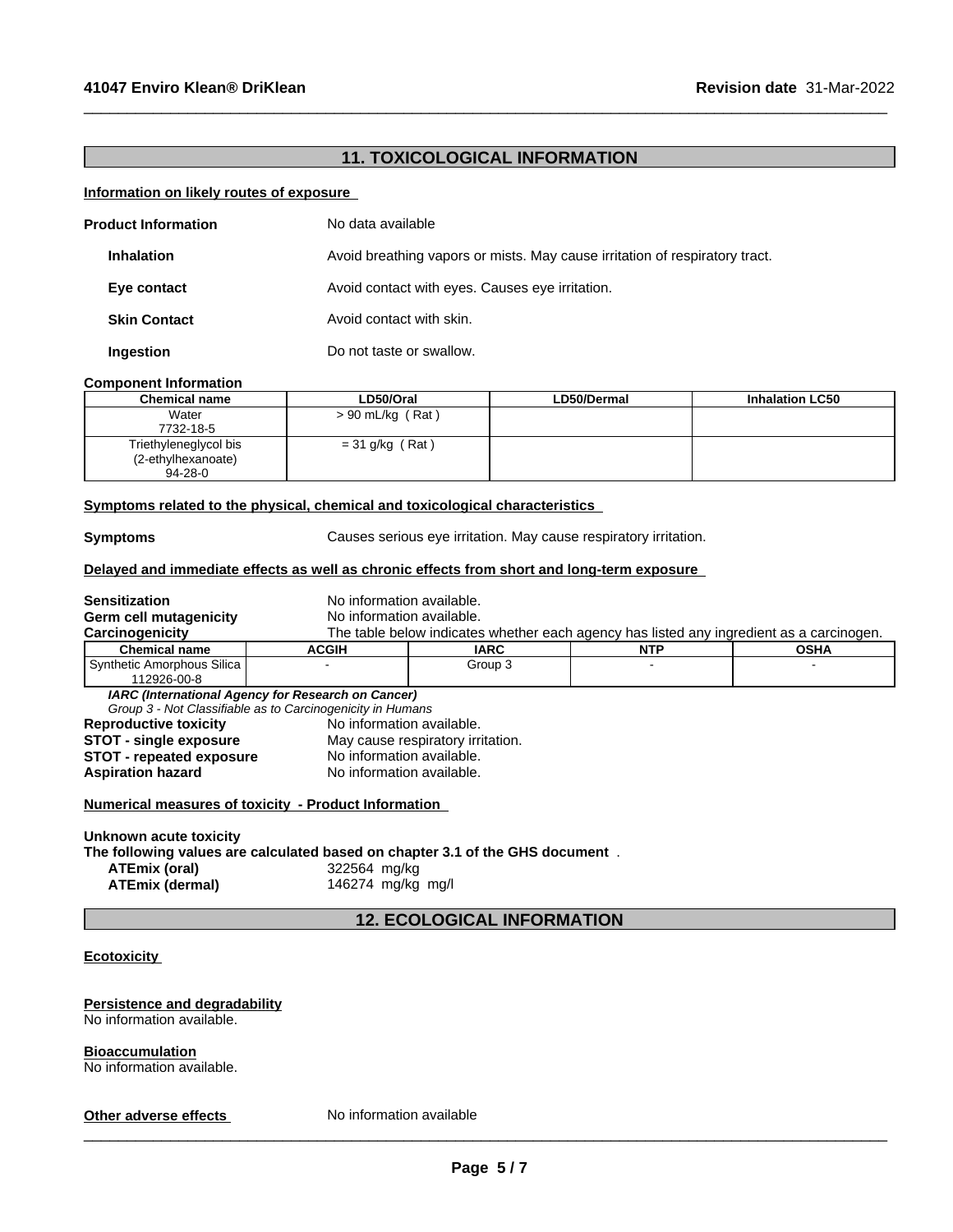## 11. TOXICOLOGICAL INFORMATION

**Information on likely routes of exposure**

**Product Information** No data available

**Inhalation** Avoid breathing vapors or mists. May cause irritation of respiratory tract.

**Eye contact** Avoid contact with eyes. Causes eye irritation.

**Skin Contact** Avoid contact with skin.

**Ingestion** Do not taste or swallow.

**Component Information**

| Chemical name | LD50/Oral | LD50/Dermal | Inhalation LC50 |
|---|---|---|---|
| Water<br>7732-18-5 | > 90 mL/kg ( Rat ) | | |
| Triethyleneglycol bis (2-ethylhexanoate)<br>94-28-0 | = 31 g/kg ( Rat ) | | |

**Symptoms related to the physical, chemical and toxicological characteristics**

**Symptoms** Causes serious eye irritation. May cause respiratory irritation.

**Delayed and immediate effects as well as chronic effects from short and long-term exposure**

**Sensitization** No information available.
**Germ cell mutagenicity** No information available.
**Carcinogenicity** The table below indicates whether each agency has listed any ingredient as a carcinogen.

| Chemical name | ACGIH | IARC | NTP | OSHA |
|---|---|---|---|---|
| Synthetic Amorphous Silica<br>112926-00-8 | - | Group 3 | - | - |

***IARC (International Agency for Research on Cancer)***
*Group 3 - Not Classifiable as to Carcinogenicity in Humans*

**Reproductive toxicity** No information available.
**STOT - single exposure** May cause respiratory irritation.
**STOT - repeated exposure** No information available.
**Aspiration hazard** No information available.

**Numerical measures of toxicity - Product Information**

**Unknown acute toxicity**
**The following values are calculated based on chapter 3.1 of the GHS document** .
**ATEmix (oral)** 322564 mg/kg
**ATEmix (dermal)** 146274 mg/kg mg/l

## 12. ECOLOGICAL INFORMATION

**Ecotoxicity**

**Persistence and degradability**
No information available.

**Bioaccumulation**
No information available.

**Other adverse effects** No information available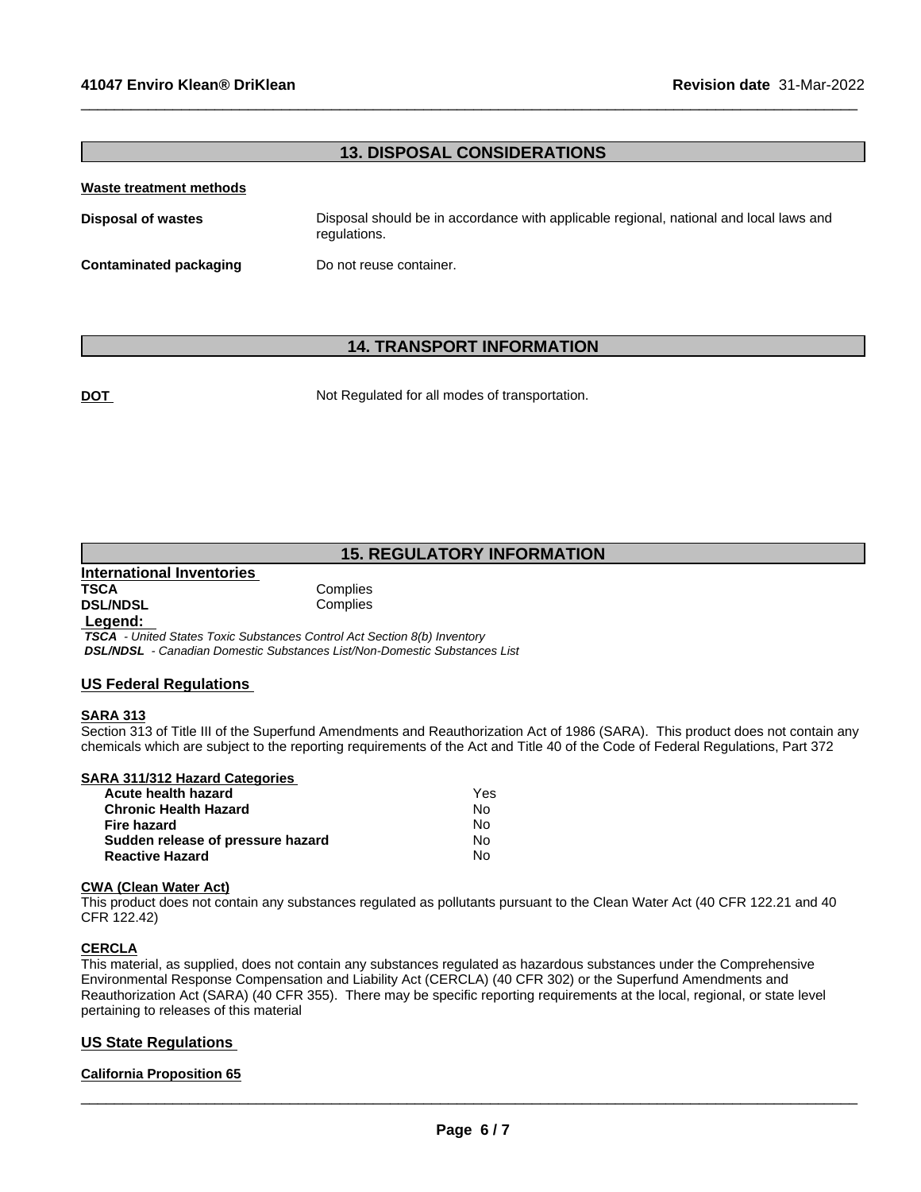## 13. DISPOSAL CONSIDERATIONS

**Waste treatment methods**

**Disposal of wastes** Disposal should be in accordance with applicable regional, national and local laws and regulations.

**Contaminated packaging** Do not reuse container.

## 14. TRANSPORT INFORMATION

**DOT** Not Regulated for all modes of transportation.

## 15. REGULATORY INFORMATION

**International Inventories**

| | |
|---|---|
| **TSCA** | Complies |
| **DSL/NDSL** | Complies |

**Legend:**

***TSCA*** *- United States Toxic Substances Control Act Section 8(b) Inventory*
***DSL/NDSL*** *- Canadian Domestic Substances List/Non-Domestic Substances List*

### US Federal Regulations

**SARA 313**

Section 313 of Title III of the Superfund Amendments and Reauthorization Act of 1986 (SARA). This product does not contain any chemicals which are subject to the reporting requirements of the Act and Title 40 of the Code of Federal Regulations, Part 372

**SARA 311/312 Hazard Categories**

| | |
|---|---|
| **Acute health hazard** | Yes |
| **Chronic Health Hazard** | No |
| **Fire hazard** | No |
| **Sudden release of pressure hazard** | No |
| **Reactive Hazard** | No |

**CWA (Clean Water Act)**

This product does not contain any substances regulated as pollutants pursuant to the Clean Water Act (40 CFR 122.21 and 40 CFR 122.42)

**CERCLA**

This material, as supplied, does not contain any substances regulated as hazardous substances under the Comprehensive Environmental Response Compensation and Liability Act (CERCLA) (40 CFR 302) or the Superfund Amendments and Reauthorization Act (SARA) (40 CFR 355). There may be specific reporting requirements at the local, regional, or state level pertaining to releases of this material

### US State Regulations

**California Proposition 65**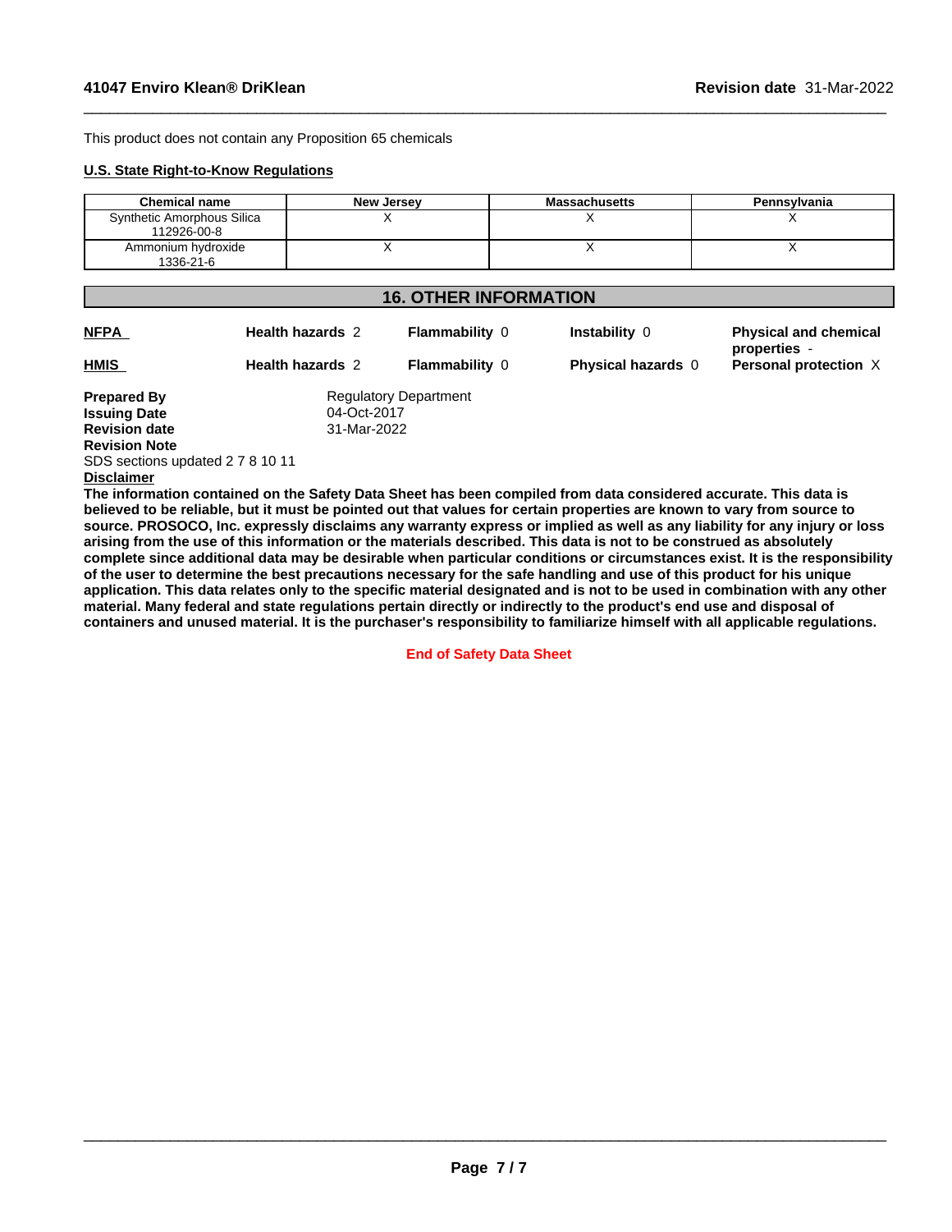This product does not contain any Proposition 65 chemicals

**U.S. State Right-to-Know Regulations**

| Chemical name | New Jersey | Massachusetts | Pennsylvania |
|---|---|---|---|
| Synthetic Amorphous Silica 112926-00-8 | X | X | X |
| Ammonium hydroxide 1336-21-6 | X | X | X |

## 16. OTHER INFORMATION

| | | | | |
|---|---|---|---|---|
| **NFPA** | **Health hazards** 2 | **Flammability** 0 | **Instability** 0 | **Physical and chemical properties** - |
| **HMIS** | **Health hazards** 2 | **Flammability** 0 | **Physical hazards** 0 | **Personal protection** X |

**Prepared By** Regulatory Department
**Issuing Date** 04-Oct-2017
**Revision date** 31-Mar-2022
**Revision Note**
SDS sections updated 2 7 8 10 11

**Disclaimer**

**The information contained on the Safety Data Sheet has been compiled from data considered accurate. This data is believed to be reliable, but it must be pointed out that values for certain properties are known to vary from source to source. PROSOCO, Inc. expressly disclaims any warranty express or implied as well as any liability for any injury or loss arising from the use of this information or the materials described. This data is not to be construed as absolutely complete since additional data may be desirable when particular conditions or circumstances exist. It is the responsibility of the user to determine the best precautions necessary for the safe handling and use of this product for his unique application. This data relates only to the specific material designated and is not to be used in combination with any other material. Many federal and state regulations pertain directly or indirectly to the product's end use and disposal of containers and unused material. It is the purchaser's responsibility to familiarize himself with all applicable regulations.**

**End of Safety Data Sheet**